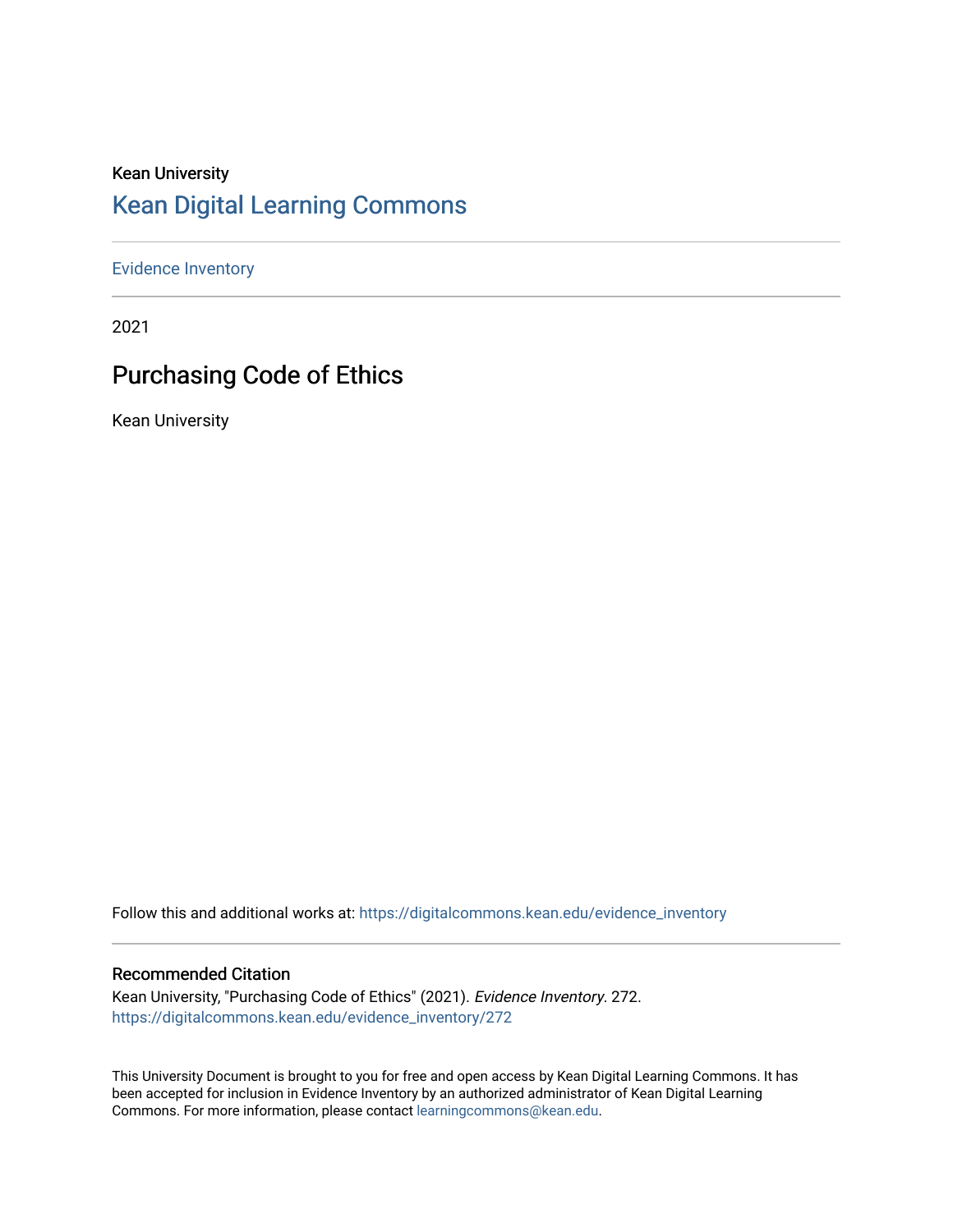Kean University

# Kean Digital Learning Commons

Evidence Inventory

2021

## Purchasing Code of Ethics

Kean University

Follow this and additional works at: https://digitalcommons.kean.edu/evidence_inventory

### Recommended Citation

Kean University, "Purchasing Code of Ethics" (2021). *Evidence Inventory*. 272.
https://digitalcommons.kean.edu/evidence_inventory/272

This University Document is brought to you for free and open access by Kean Digital Learning Commons. It has been accepted for inclusion in Evidence Inventory by an authorized administrator of Kean Digital Learning Commons. For more information, please contact learningcommons@kean.edu.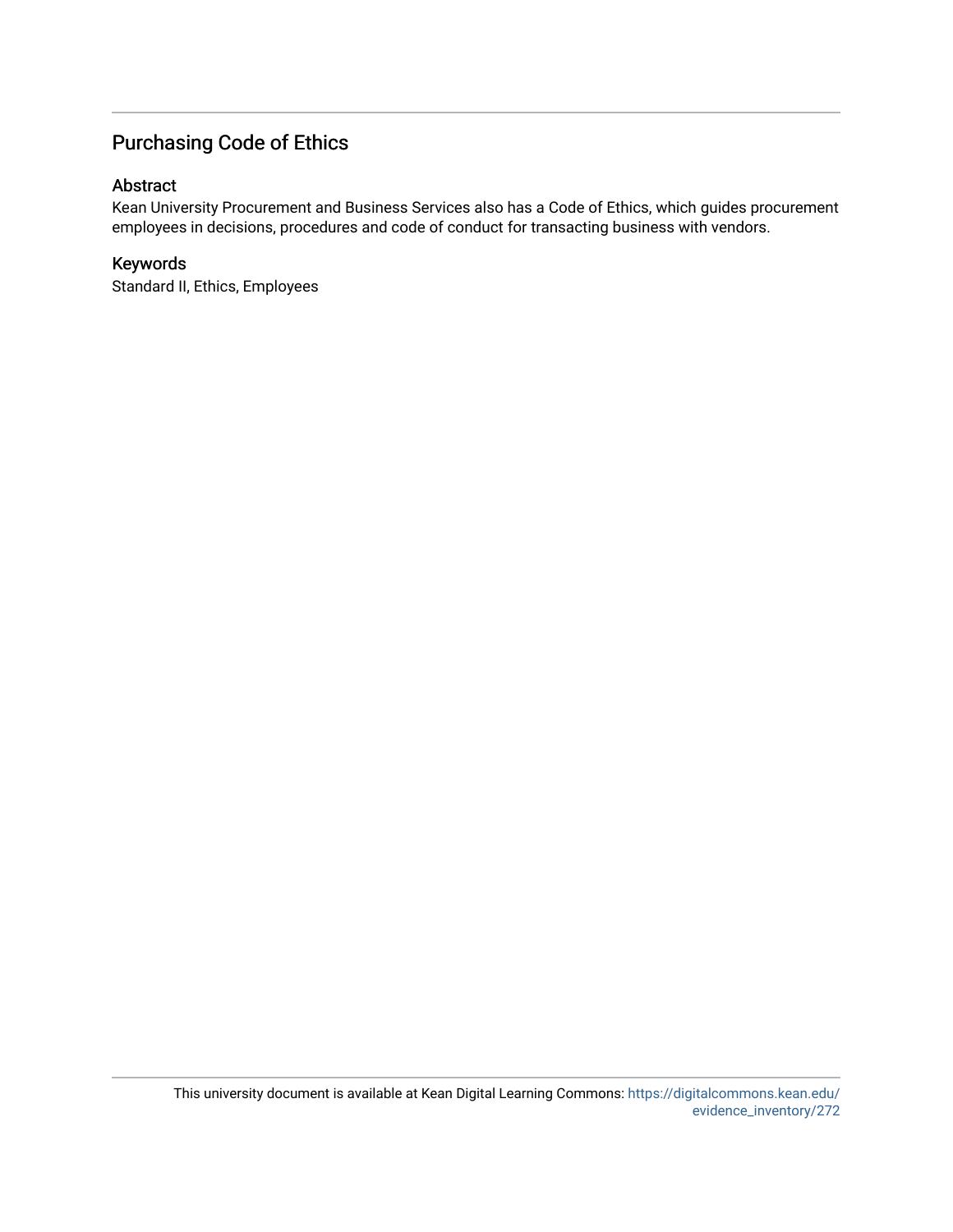## Purchasing Code of Ethics

### Abstract

Kean University Procurement and Business Services also has a Code of Ethics, which guides procurement employees in decisions, procedures and code of conduct for transacting business with vendors.

### Keywords

Standard II, Ethics, Employees

This university document is available at Kean Digital Learning Commons: https://digitalcommons.kean.edu/evidence_inventory/272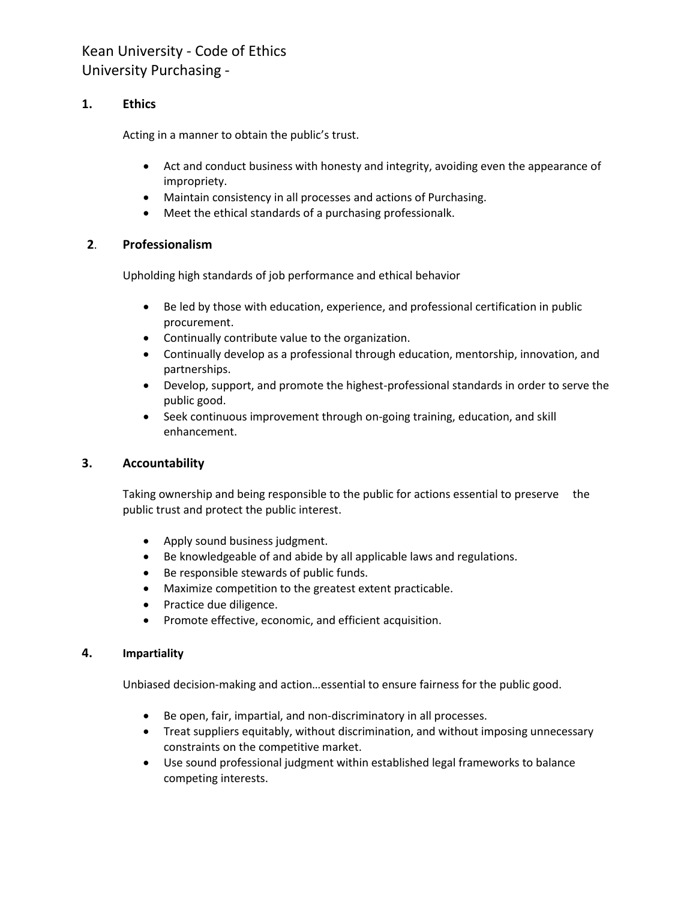# Kean University - Code of Ethics
## University Purchasing -

### 1. Ethics

Acting in a manner to obtain the public's trust.

- Act and conduct business with honesty and integrity, avoiding even the appearance of impropriety.
- Maintain consistency in all processes and actions of Purchasing.
- Meet the ethical standards of a purchasing professionalk.

### 2. Professionalism

Upholding high standards of job performance and ethical behavior

- Be led by those with education, experience, and professional certification in public procurement.
- Continually contribute value to the organization.
- Continually develop as a professional through education, mentorship, innovation, and partnerships.
- Develop, support, and promote the highest-professional standards in order to serve the public good.
- Seek continuous improvement through on-going training, education, and skill enhancement.

### 3. Accountability

Taking ownership and being responsible to the public for actions essential to preserve the public trust and protect the public interest.

- Apply sound business judgment.
- Be knowledgeable of and abide by all applicable laws and regulations.
- Be responsible stewards of public funds.
- Maximize competition to the greatest extent practicable.
- Practice due diligence.
- Promote effective, economic, and efficient acquisition.

### 4. Impartiality

Unbiased decision-making and action…essential to ensure fairness for the public good.

- Be open, fair, impartial, and non-discriminatory in all processes.
- Treat suppliers equitably, without discrimination, and without imposing unnecessary constraints on the competitive market.
- Use sound professional judgment within established legal frameworks to balance competing interests.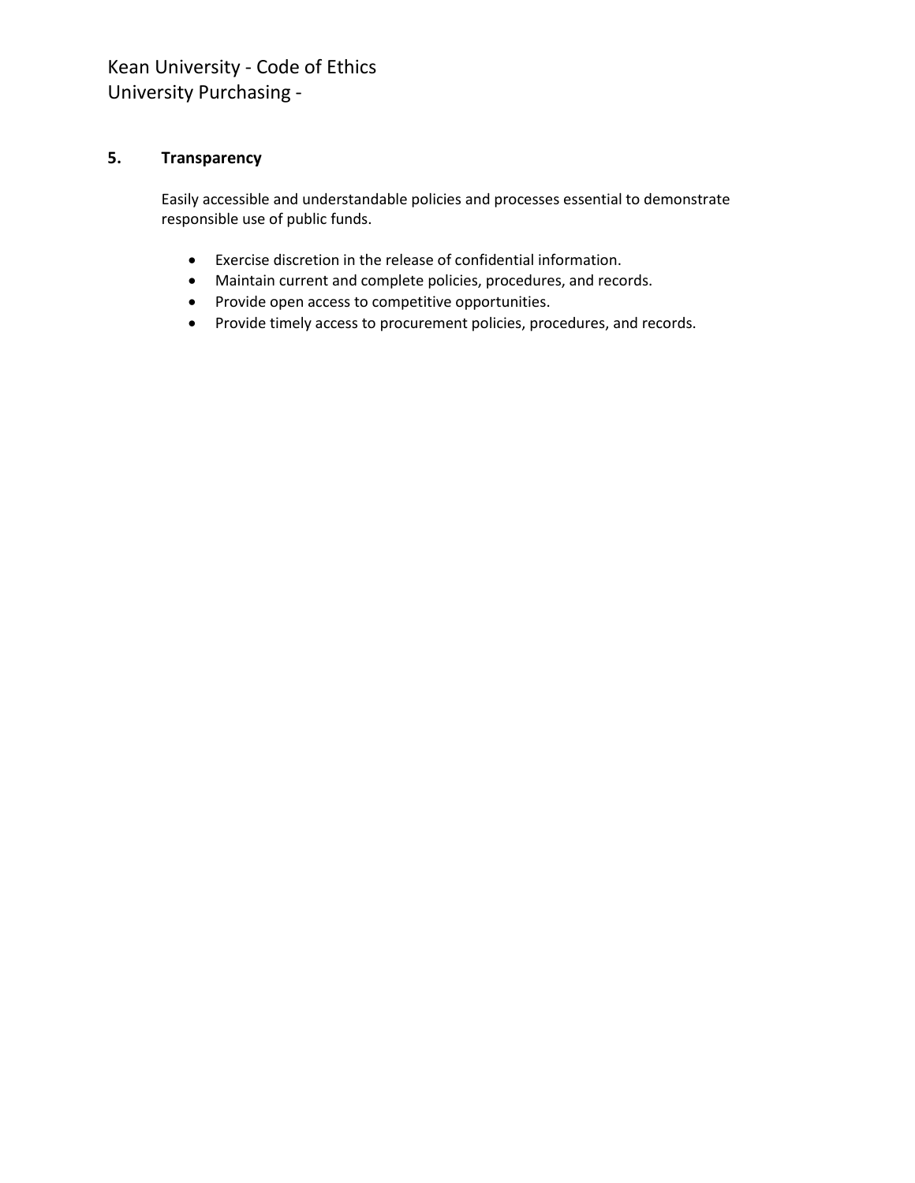## 5. Transparency

Easily accessible and understandable policies and processes essential to demonstrate responsible use of public funds.

- Exercise discretion in the release of confidential information.
- Maintain current and complete policies, procedures, and records.
- Provide open access to competitive opportunities.
- Provide timely access to procurement policies, procedures, and records.